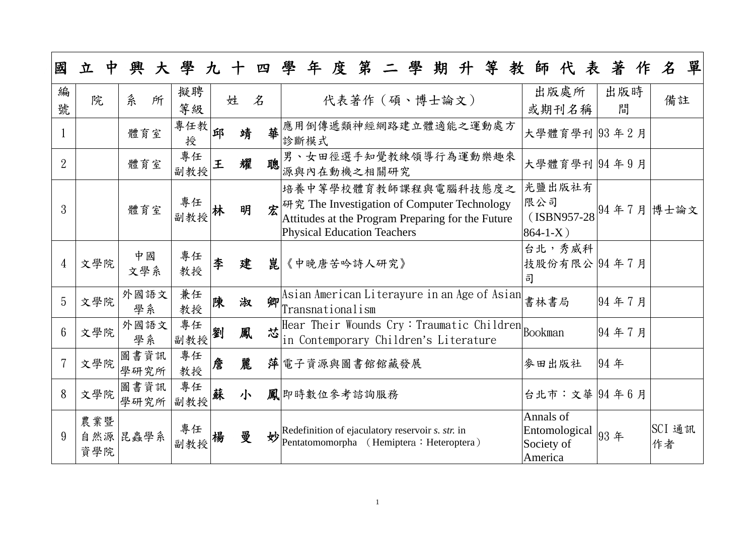# 國立中興大學九十四學年度第二學期升等教師代表著作名單

| 編號 | 院 | 系所 | 擬聘等級 | 姓名 | 代表著作（碩、博士論文） | 出版處所或期刊名稱 | 出版時間 | 備註 |
|---|---|---|---|---|---|---|---|---|
| 1 | | 體育室 | 專任教授 | 邱靖華 | 應用倒傳遞類神經網路建立體適能之運動處方診斷模式 | 大學體育學刊 | 93 年 2 月 | |
| 2 | | 體育室 | 專任副教授 | 王耀聰 | 男、女田徑選手知覺教練領導行為運動樂趣來源與內在動機之相關研究 | 大學體育學刊 | 94 年 9 月 | |
| 3 | | 體育室 | 專任副教授 | 林明宏 | 培養中等學校體育教師課程與電腦科技態度之研究 The Investigation of Computer Technology Attitudes at the Program Preparing for the Future Physical Education Teachers | 光鹽出版社有限公司（ISBN957-28864-1-X） | 94 年 7 月 | 博士論文 |
| 4 | 文學院 | 中國文學系 | 專任教授 | 李建崑 | 《中晚唐苦吟詩人研究》 | 台北，秀威科技股份有限公司 | 94 年 7 月 | |
| 5 | 文學院 | 外國語文學系 | 兼任教授 | 陳淑卿 | Asian American Literayure in an Age of Asian Transnationalism | 書林書局 | 94 年 7 月 | |
| 6 | 文學院 | 外國語文學系 | 專任副教授 | 劉鳳芯 | Hear Their Wounds Cry：Traumatic Children in Contemporary Children's Literature | Bookman | 94 年 7 月 | |
| 7 | 文學院 | 圖書資訊學研究所 | 專任教授 | 詹麗萍 | 電子資源與圖書館館藏發展 | 麥田出版社 | 94 年 | |
| 8 | 文學院 | 圖書資訊學研究所 | 專任副教授 | 蘇小鳳 | 即時數位參考諮詢服務 | 台北市：文華 | 94 年 6 月 | |
| 9 | 農業暨自然源資學院 | 昆蟲學系 | 專任副教授 | 楊曼妙 | Redefinition of ejaculatory reservoir *s. str.* in Pentatomomorpha （Hemiptera：Heteroptera） | Annals of Entomological Society of America | 93 年 | SCI 通訊作者 |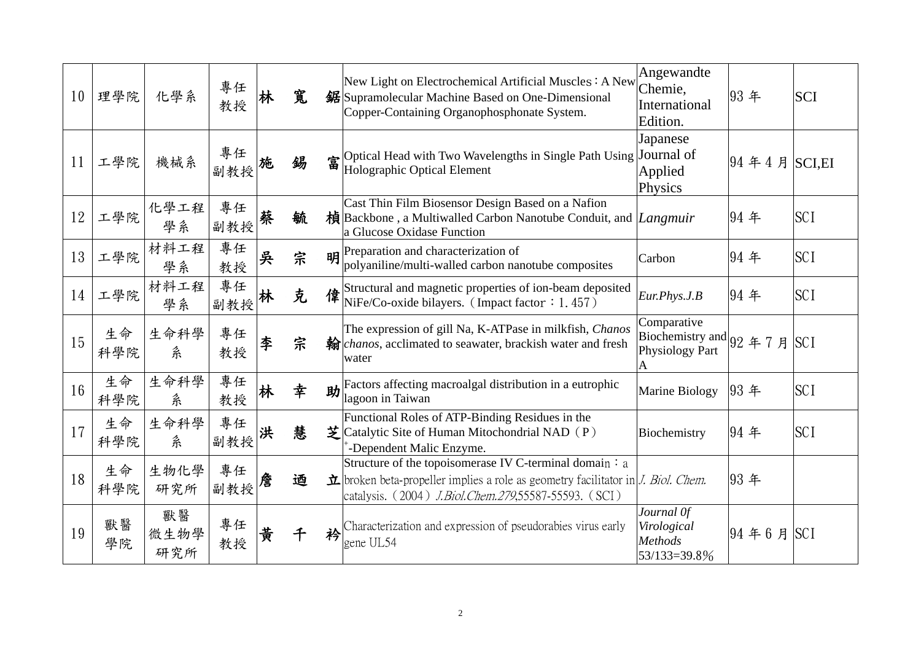| 10 | 理學院 | 化學系 | 專任教授 | 林寬鋸 | New Light on Electrochemical Artificial Muscles：A New Supramolecular Machine Based on One-Dimensional Copper-Containing Organophosphonate System. | Angewandte Chemie, International Edition. | 93 年 | SCI |
|---|---|---|---|---|---|---|---|---|
| 11 | 工學院 | 機械系 | 專任副教授 | 施錫富 | Optical Head with Two Wavelengths in Single Path Using Holographic Optical Element | Japanese Journal of Applied Physics | 94 年 4 月 | SCI,EI |
| 12 | 工學院 | 化學工程學系 | 專任副教授 | 蔡毓楨 | Cast Thin Film Biosensor Design Based on a Nafion Backbone , a Multiwalled Carbon Nanotube Conduit, and a Glucose Oxidase Function | *Langmuir* | 94 年 | SCI |
| 13 | 工學院 | 材料工程學系 | 專任教授 | 吳宗明 | Preparation and characterization of polyaniline/multi-walled carbon nanotube composites | Carbon | 94 年 | SCI |
| 14 | 工學院 | 材料工程學系 | 專任副教授 | 林克偉 | Structural and magnetic properties of ion-beam deposited NiFe/Co-oxide bilayers.（Impact factor：1.457） | *Eur.Phys.J.B* | 94 年 | SCI |
| 15 | 生命科學院 | 生命科學系 | 專任教授 | 李宗翰 | The expression of gill Na, K-ATPase in milkfish, *Chanos chanos*, acclimated to seawater, brackish water and fresh water | Comparative Biochemistry and Physiology Part A | 92 年 7 月 | SCI |
| 16 | 生命科學院 | 生命科學系 | 專任教授 | 林幸助 | Factors affecting macroalgal distribution in a eutrophic lagoon in Taiwan | Marine Biology | 93 年 | SCI |
| 17 | 生命科學院 | 生命科學系 | 專任副教授 | 洪慧芝 | Functional Roles of ATP-Binding Residues in the Catalytic Site of Human Mitochondrial NAD（P）$^+$-Dependent Malic Enzyme. | Biochemistry | 94 年 | SCI |
| 18 | 生命科學院 | 生物化學研究所 | 專任副教授 | 詹迺立 | Structure of the topoisomerase IV C-terminal domain：a broken beta-propeller implies a role as geometry facilitator in catalysis.（2004）*J.Biol.Chem.279*,55587-55593.（SCI） | *J. Biol. Chem.* | 93 年 | |
| 19 | 獸醫學院 | 獸醫微生物學研究所 | 專任教授 | 黃千衿 | Characterization and expression of pseudorabies virus early gene UL54 | *Journal 0f Virological Methods* 53/133=39.8% | 94 年 6 月 | SCI |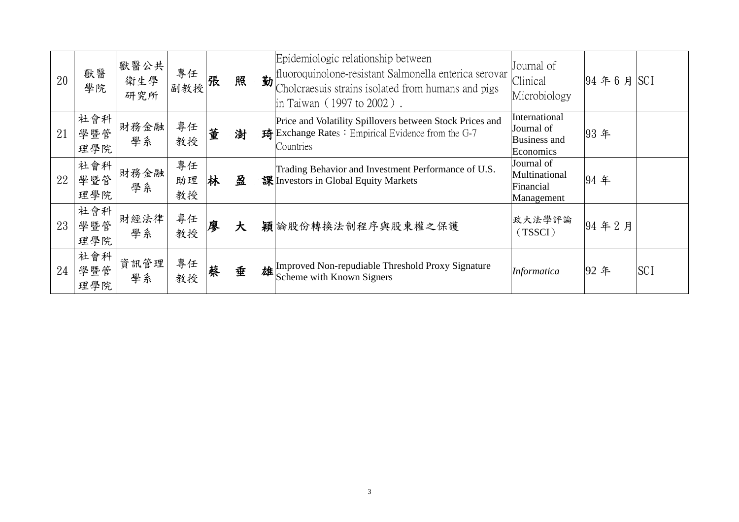| | | | | | | | | |
|---|---|---|---|---|---|---|---|---|
| 20 | 獸醫學院 | 獸醫公共衛生學研究所 | 專任副教授 | **張　照　勤** | Epidemiologic relationship between fluoroquinolone-resistant Salmonella enterica serovar Cholcraesuis strains isolated from humans and pigs in Taiwan（1997 to 2002）. | Journal of Clinical Microbiology | 94 年 6 月 | SCI |
| 21 | 社會科學暨管理學院 | 財務金融學系 | 專任教授 | **董　澍　琦** | Price and Volatility Spillovers between Stock Prices and Exchange Rates：Empirical Evidence from the G-7 Countries | International Journal of Business and Economics | 93 年 | |
| 22 | 社會科學暨管理學院 | 財務金融學系 | 專任助理教授 | **林　盈　課** | Trading Behavior and Investment Performance of U.S. Investors in Global Equity Markets | Journal of Multinational Financial Management | 94 年 | |
| 23 | 社會科學暨管理學院 | 財經法律學系 | 專任教授 | **廖　大　穎** | 論股份轉換法制程序與股東權之保護 | 政大法學評論（TSSCI） | 94 年 2 月 | |
| 24 | 社會科學暨管理學院 | 資訊管理學系 | 專任教授 | **蔡　垂　雄** | Improved Non-repudiable Threshold Proxy Signature Scheme with Known Signers | *Informatica* | 92 年 | SCI |